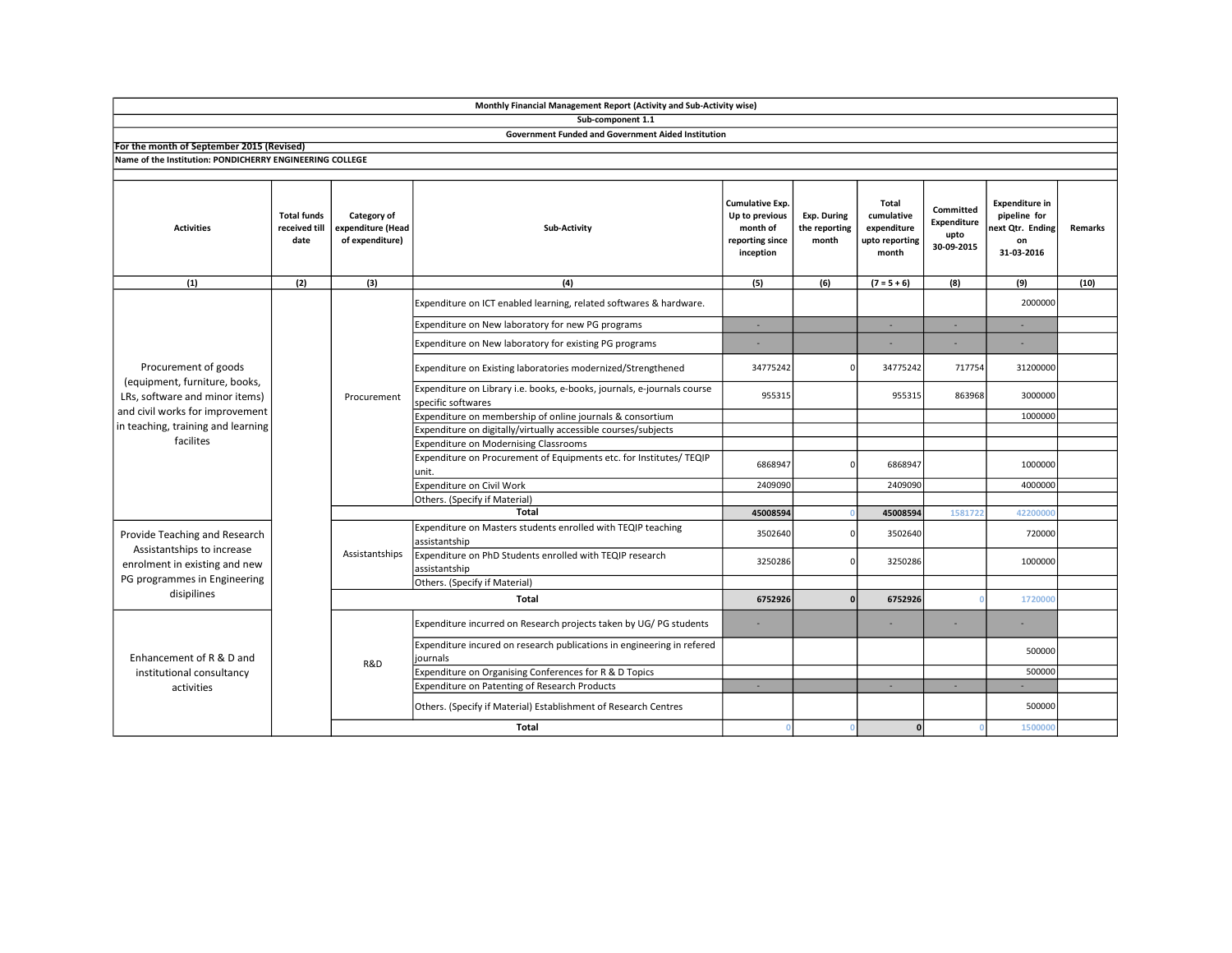**Monthly Financial Management Report (Activity and Sub-Activity wise)**

**Sub-component 1.1**

**Government Funded and Government Aided Institution**

**For the month of September 2015 (Revised)**

**Name of the Institution: PONDICHERRY ENGINEERING COLLEGE**

| Activities | Total funds received till date | Category of expenditure (Head of expenditure) | Sub-Activity | Cumulative Exp. Up to previous month of reporting since inception | Exp. During the reporting month | Total cumulative expenditure upto reporting month | Committed Expenditure upto 30-09-2015 | Expenditure in pipeline for next Qtr. Ending on 31-03-2016 | Remarks |
|---|---|---|---|---|---|---|---|---|---|
| (1) | (2) | (3) | (4) | (5) | (6) | (7 = 5 + 6) | (8) | (9) | (10) |
| Procurement of goods (equipment, furniture, books, LRs, software and minor items) and civil works for improvement in teaching, training and learning facilites | | Procurement | Expenditure on ICT enabled learning, related softwares & hardware. | | | | | 2000000 | |
| | | | Expenditure on New laboratory for new PG programs | - | | - | - | - | |
| | | | Expenditure on New laboratory for existing PG programs | - | | - | - | - | |
| | | | Expenditure on Existing laboratories modernized/Strengthened | 34775242 | 0 | 34775242 | 717754 | 31200000 | |
| | | | Expenditure on Library i.e. books, e-books, journals, e-journals course specific softwares | 955315 | | 955315 | 863968 | 3000000 | |
| | | | Expenditure on membership of online journals & consortium | | | | | 1000000 | |
| | | | Expenditure on digitally/virtually accessible courses/subjects | | | | | | |
| | | | Expenditure on Modernising Classrooms | | | | | | |
| | | | Expenditure on Procurement of Equipments etc. for Institutes/ TEQIP unit. | 6868947 | 0 | 6868947 | | 1000000 | |
| | | | Expenditure on Civil Work | 2409090 | | 2409090 | | 4000000 | |
| | | | Others. (Specify if Material) | | | | | | |
| | | | **Total** | **45008594** | 0 | **45008594** | 1581722 | 42200000 | |
| Provide Teaching and Research Assistantships to increase enrolment in existing and new PG programmes in Engineering disipilines | | Assistantships | Expenditure on Masters students enrolled with TEQIP teaching assistantship | 3502640 | 0 | 3502640 | | 720000 | |
| | | | Expenditure on PhD Students enrolled with TEQIP research assistantship | 3250286 | 0 | 3250286 | | 1000000 | |
| | | | Others. (Specify if Material) | | | | | | |
| | | | **Total** | **6752926** | **0** | **6752926** | 0 | 1720000 | |
| Enhancement of R & D and institutional consultancy activities | | R&D | Expenditure incurred on Research projects taken by UG/ PG students | - | | - | - | - | |
| | | | Expenditure incured on research publications in engineering in refered journals | | | | | 500000 | |
| | | | Expenditure on Organising Conferences for R & D Topics | | | | | 500000 | |
| | | | Expenditure on Patenting of Research Products | - | | - | - | - | |
| | | | Others. (Specify if Material) Establishment of Research Centres | | | | | 500000 | |
| | | | **Total** | 0 | 0 | **0** | 0 | 1500000 | |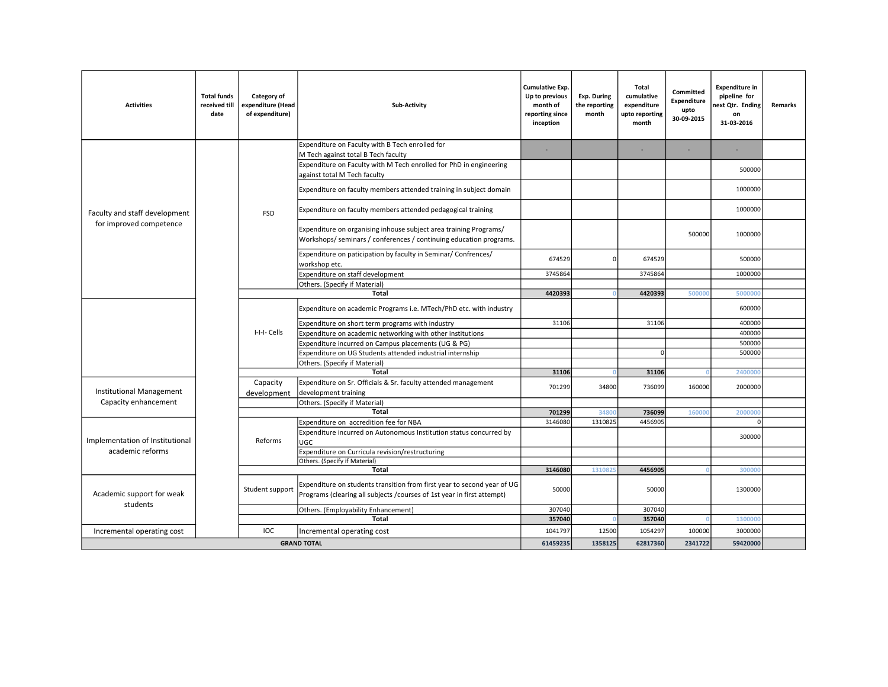| Activities | Total funds received till date | Category of expenditure (Head of expenditure) | Sub-Activity | Cumulative Exp. Up to previous month of reporting since inception | Exp. During the reporting month | Total cumulative expenditure upto reporting month | Committed Expenditure upto 30-09-2015 | Expenditure in pipeline for next Qtr. Ending on 31-03-2016 | Remarks |
|---|---|---|---|---|---|---|---|---|---|
| Faculty and staff development for improved competence | | FSD | Expenditure on Faculty with B Tech enrolled for M Tech against total B Tech faculty | - | | - | - | - | |
| | | | Expenditure on Faculty with M Tech enrolled for PhD in engineering against total M Tech faculty | | | | | 500000 | |
| | | | Expenditure on faculty members attended training in subject domain | | | | | 1000000 | |
| | | | Expenditure on faculty members attended pedagogical training | | | | | 1000000 | |
| | | | Expenditure on organising inhouse subject area training Programs/ Workshops/ seminars / conferences / continuing education programs. | | | | 500000 | 1000000 | |
| | | | Expenditure on paticipation by faculty in Seminar/ Confrences/ workshop etc. | 674529 | 0 | 674529 | | 500000 | |
| | | | Expenditure on staff development | 3745864 | | 3745864 | | 1000000 | |
| | | | Others. (Specify if Material) | | | | | | |
| | | | **Total** | **4420393** | 0 | **4420393** | 500000 | 5000000 | |
| | | I-I-I- Cells | Expenditure on academic Programs i.e. MTech/PhD etc. with industry | | | | | 600000 | |
| | | | Expenditure on short term programs with industry | 31106 | | 31106 | | 400000 | |
| | | | Expenditure on academic networking with other institutions | | | | | 400000 | |
| | | | Expenditure incurred on Campus placements (UG & PG) | | | | | 500000 | |
| | | | Expenditure on UG Students attended industrial internship | | | 0 | | 500000 | |
| | | | Others. (Specify if Material) | | | | | | |
| | | | **Total** | **31106** | 0 | **31106** | 0 | 2400000 | |
| Institutional Management Capacity enhancement | | Capacity development | Expenditure on Sr. Officials & Sr. faculty attended management development training | 701299 | 34800 | 736099 | 160000 | 2000000 | |
| | | | Others. (Specify if Material) | | | | | | |
| | | | **Total** | **701299** | 34800 | **736099** | 160000 | 2000000 | |
| Implementation of Institutional academic reforms | | Reforms | Expenditure on accredition fee for NBA | 3146080 | 1310825 | 4456905 | | 0 | |
| | | | Expenditure incurred on Autonomous Institution status concurred by UGC | | | | | 300000 | |
| | | | Expenditure on Curricula revision/restructuring | | | | | | |
| | | | Others. (Specify if Material) | | | | | | |
| | | | **Total** | **3146080** | 1310825 | **4456905** | 0 | 300000 | |
| Academic support for weak students | | Student support | Expenditure on students transition from first year to second year of UG Programs (clearing all subjects /courses of 1st year in first attempt) | 50000 | | 50000 | | 1300000 | |
| | | | Others. (Employability Enhancement) | 307040 | | 307040 | | | |
| | | | **Total** | **357040** | 0 | **357040** | 0 | 1300000 | |
| Incremental operating cost | | IOC | Incremental operating cost | 1041797 | 12500 | 1054297 | 100000 | 3000000 | |
| **GRAND TOTAL** | | | | **61459235** | **1358125** | **62817360** | **2341722** | **59420000** | |